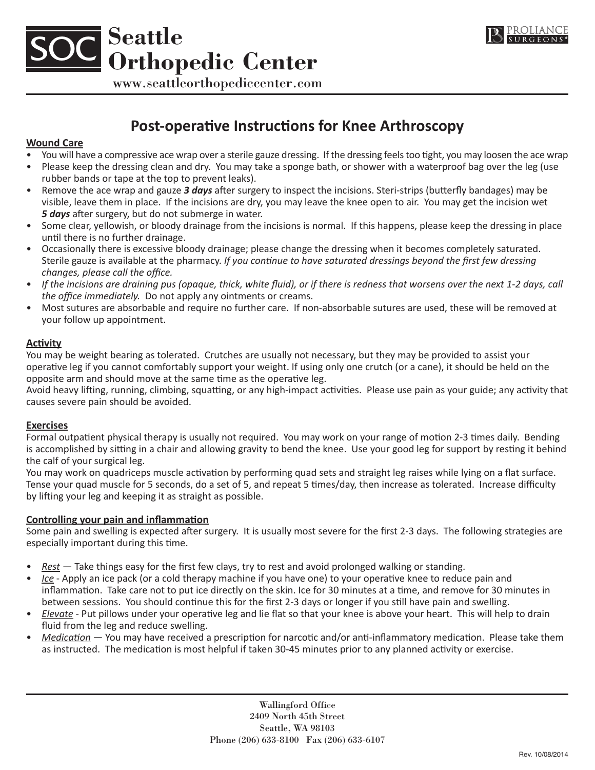# Seattle Orthopedic Center

www.seattleorthopediccenter.com

## Post-operative Instructions for Knee Arthroscopy

### Wound Care

- You will have a compressive ace wrap over a sterile gauze dressing. If the dressing feels too tight, you may loosen the ace wrap
- Please keep the dressing clean and dry. You may take a sponge bath, or shower with a waterproof bag over the leg (use rubber bands or tape at the top to prevent leaks).
- Remove the ace wrap and gauze ***3 days*** after surgery to inspect the incisions. Steri-strips (butterfly bandages) may be visible, leave them in place. If the incisions are dry, you may leave the knee open to air. You may get the incision wet ***5 days*** after surgery, but do not submerge in water.
- Some clear, yellowish, or bloody drainage from the incisions is normal. If this happens, please keep the dressing in place until there is no further drainage.
- Occasionally there is excessive bloody drainage; please change the dressing when it becomes completely saturated. Sterile gauze is available at the pharmacy. *If you continue to have saturated dressings beyond the first few dressing changes, please call the office.*
- *If the incisions are draining pus (opaque, thick, white fluid), or if there is redness that worsens over the next 1-2 days, call the office immediately.* Do not apply any ointments or creams.
- Most sutures are absorbable and require no further care. If non-absorbable sutures are used, these will be removed at your follow up appointment.

### Activity

You may be weight bearing as tolerated. Crutches are usually not necessary, but they may be provided to assist your operative leg if you cannot comfortably support your weight. If using only one crutch (or a cane), it should be held on the opposite arm and should move at the same time as the operative leg.

Avoid heavy lifting, running, climbing, squatting, or any high-impact activities. Please use pain as your guide; any activity that causes severe pain should be avoided.

### Exercises

Formal outpatient physical therapy is usually not required. You may work on your range of motion 2-3 times daily. Bending is accomplished by sitting in a chair and allowing gravity to bend the knee. Use your good leg for support by resting it behind the calf of your surgical leg.

You may work on quadriceps muscle activation by performing quad sets and straight leg raises while lying on a flat surface. Tense your quad muscle for 5 seconds, do a set of 5, and repeat 5 times/day, then increase as tolerated. Increase difficulty by lifting your leg and keeping it as straight as possible.

### Controlling your pain and inflammation

Some pain and swelling is expected after surgery. It is usually most severe for the first 2-3 days. The following strategies are especially important during this time.

- *Rest* — Take things easy for the first few clays, try to rest and avoid prolonged walking or standing.
- *Ice* - Apply an ice pack (or a cold therapy machine if you have one) to your operative knee to reduce pain and inflammation. Take care not to put ice directly on the skin. Ice for 30 minutes at a time, and remove for 30 minutes in between sessions. You should continue this for the first 2-3 days or longer if you still have pain and swelling.
- *Elevate* - Put pillows under your operative leg and lie flat so that your knee is above your heart. This will help to drain fluid from the leg and reduce swelling.
- *Medication* — You may have received a prescription for narcotic and/or anti-inflammatory medication. Please take them as instructed. The medication is most helpful if taken 30-45 minutes prior to any planned activity or exercise.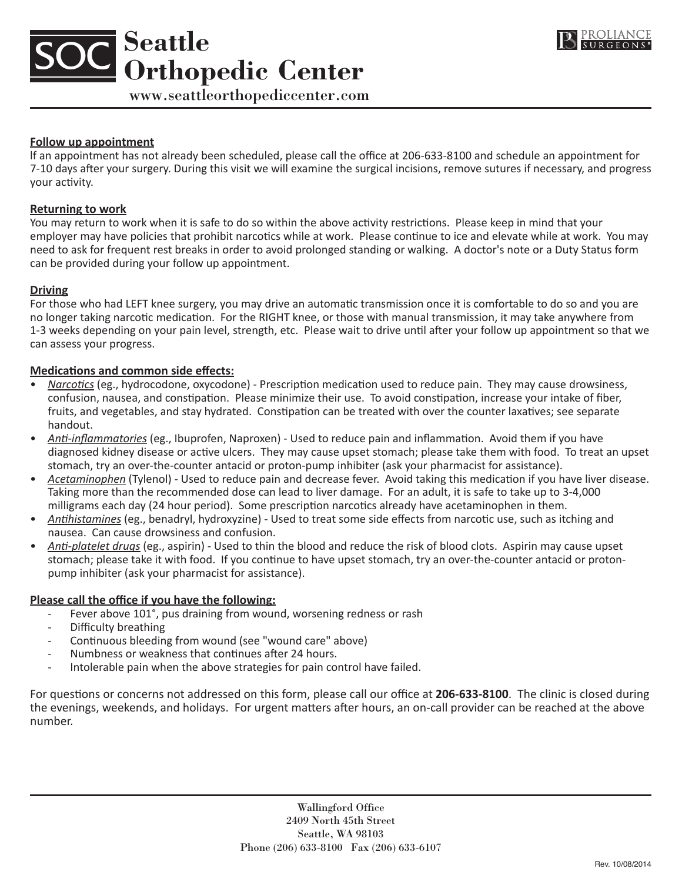# Seattle Orthopedic Center

www.seattleorthopediccenter.com

**Follow up appointment**

If an appointment has not already been scheduled, please call the office at 206-633-8100 and schedule an appointment for 7-10 days after your surgery. During this visit we will examine the surgical incisions, remove sutures if necessary, and progress your activity.

**Returning to work**

You may return to work when it is safe to do so within the above activity restrictions. Please keep in mind that your employer may have policies that prohibit narcotics while at work. Please continue to ice and elevate while at work. You may need to ask for frequent rest breaks in order to avoid prolonged standing or walking. A doctor's note or a Duty Status form can be provided during your follow up appointment.

**Driving**

For those who had LEFT knee surgery, you may drive an automatic transmission once it is comfortable to do so and you are no longer taking narcotic medication. For the RIGHT knee, or those with manual transmission, it may take anywhere from 1-3 weeks depending on your pain level, strength, etc. Please wait to drive until after your follow up appointment so that we can assess your progress.

**Medications and common side effects:**

- *Narcotics* (eg., hydrocodone, oxycodone) - Prescription medication used to reduce pain. They may cause drowsiness, confusion, nausea, and constipation. Please minimize their use. To avoid constipation, increase your intake of fiber, fruits, and vegetables, and stay hydrated. Constipation can be treated with over the counter laxatives; see separate handout.
- *Anti-inflammatories* (eg., Ibuprofen, Naproxen) - Used to reduce pain and inflammation. Avoid them if you have diagnosed kidney disease or active ulcers. They may cause upset stomach; please take them with food. To treat an upset stomach, try an over-the-counter antacid or proton-pump inhibiter (ask your pharmacist for assistance).
- *Acetaminophen* (Tylenol) - Used to reduce pain and decrease fever. Avoid taking this medication if you have liver disease. Taking more than the recommended dose can lead to liver damage. For an adult, it is safe to take up to 3-4,000 milligrams each day (24 hour period). Some prescription narcotics already have acetaminophen in them.
- *Antihistamines* (eg., benadryl, hydroxyzine) - Used to treat some side effects from narcotic use, such as itching and nausea. Can cause drowsiness and confusion.
- *Anti-platelet drugs* (eg., aspirin) - Used to thin the blood and reduce the risk of blood clots. Aspirin may cause upset stomach; please take it with food. If you continue to have upset stomach, try an over-the-counter antacid or proton-pump inhibiter (ask your pharmacist for assistance).

**Please call the office if you have the following:**

- Fever above 101°, pus draining from wound, worsening redness or rash
- Difficulty breathing
- Continuous bleeding from wound (see "wound care" above)
- Numbness or weakness that continues after 24 hours.
- Intolerable pain when the above strategies for pain control have failed.

For questions or concerns not addressed on this form, please call our office at **206-633-8100**. The clinic is closed during the evenings, weekends, and holidays. For urgent matters after hours, an on-call provider can be reached at the above number.

Wallingford Office
2409 North 45th Street
Seattle, WA 98103
Phone (206) 633-8100 Fax (206) 633-6107

Rev. 10/08/2014